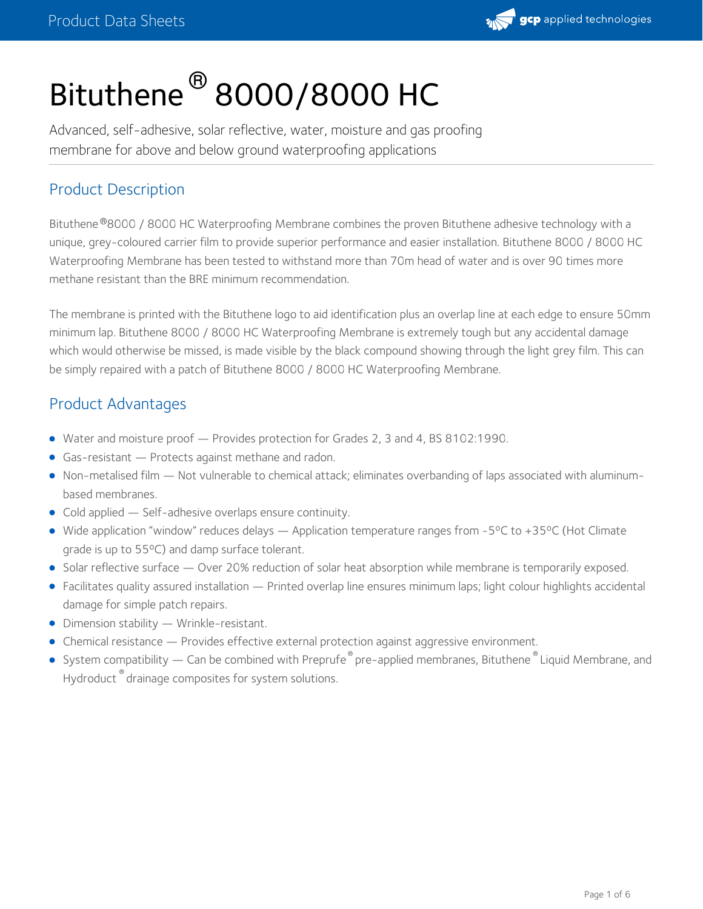# Bituthene® 8000/8000 HC

Advanced, self-adhesive, solar reflective, water, moisture and gas proofing membrane for above and below ground waterproofing applications

## Product Description

Bituthene®8000 / 8000 HC Waterproofing Membrane combines the proven Bituthene adhesive technology with a unique, grey-coloured carrier film to provide superior performance and easier installation. Bituthene 8000 / 8000 HC Waterproofing Membrane has been tested to withstand more than 70m head of water and is over 90 times more methane resistant than the BRE minimum recommendation.

The membrane is printed with the Bituthene logo to aid identification plus an overlap line at each edge to ensure 50mm minimum lap. Bituthene 8000 / 8000 HC Waterproofing Membrane is extremely tough but any accidental damage which would otherwise be missed, is made visible by the black compound showing through the light grey film. This can be simply repaired with a patch of Bituthene 8000 / 8000 HC Waterproofing Membrane.

## Product Advantages

- Water and moisture proof — Provides protection for Grades 2, 3 and 4, BS 8102:1990.
- Gas-resistant — Protects against methane and radon.
- Non-metalised film — Not vulnerable to chemical attack; eliminates overbanding of laps associated with aluminum-based membranes.
- Cold applied — Self-adhesive overlaps ensure continuity.
- Wide application "window" reduces delays — Application temperature ranges from -5ºC to +35ºC (Hot Climate grade is up to 55ºC) and damp surface tolerant.
- Solar reflective surface — Over 20% reduction of solar heat absorption while membrane is temporarily exposed.
- Facilitates quality assured installation — Printed overlap line ensures minimum laps; light colour highlights accidental damage for simple patch repairs.
- Dimension stability — Wrinkle-resistant.
- Chemical resistance — Provides effective external protection against aggressive environment.
- System compatibility — Can be combined with Preprufe® pre-applied membranes, Bituthene® Liquid Membrane, and Hydroduct® drainage composites for system solutions.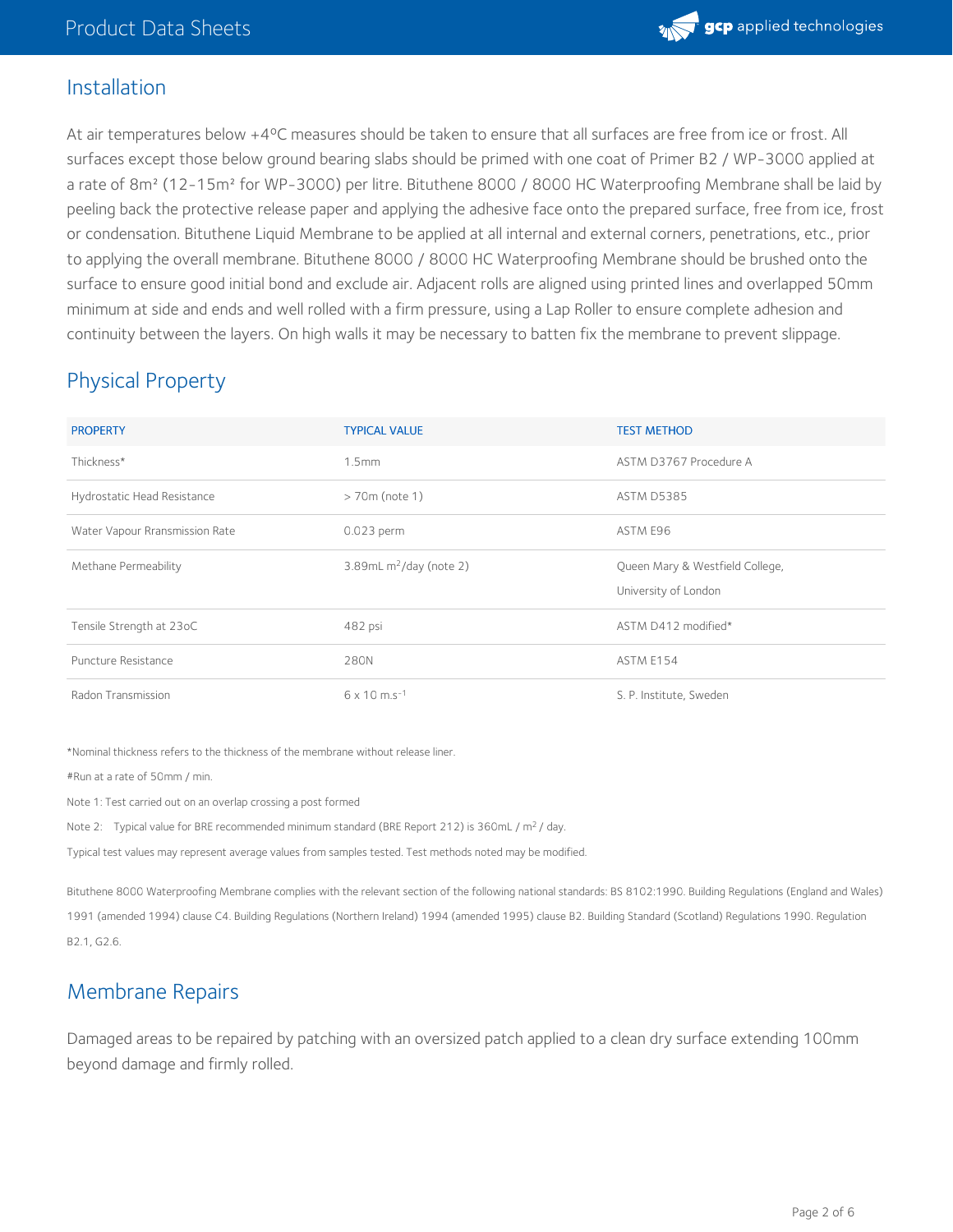## Installation

At air temperatures below +4ºC measures should be taken to ensure that all surfaces are free from ice or frost. All surfaces except those below ground bearing slabs should be primed with one coat of Primer B2 / WP-3000 applied at a rate of 8m² (12-15m² for WP-3000) per litre. Bituthene 8000 / 8000 HC Waterproofing Membrane shall be laid by peeling back the protective release paper and applying the adhesive face onto the prepared surface, free from ice, frost or condensation. Bituthene Liquid Membrane to be applied at all internal and external corners, penetrations, etc., prior to applying the overall membrane. Bituthene 8000 / 8000 HC Waterproofing Membrane should be brushed onto the surface to ensure good initial bond and exclude air. Adjacent rolls are aligned using printed lines and overlapped 50mm minimum at side and ends and well rolled with a firm pressure, using a Lap Roller to ensure complete adhesion and continuity between the layers. On high walls it may be necessary to batten fix the membrane to prevent slippage.

## Physical Property

| PROPERTY | TYPICAL VALUE | TEST METHOD |
| --- | --- | --- |
| Thickness* | 1.5mm | ASTM D3767 Procedure A |
| Hydrostatic Head Resistance | > 70m (note 1) | ASTM D5385 |
| Water Vapour Rransmission Rate | 0.023 perm | ASTM E96 |
| Methane Permeability | 3.89mL $m^2$/day (note 2) | Queen Mary & Westfield College, University of London |
| Tensile Strength at 23oC | 482 psi | ASTM D412 modified* |
| Puncture Resistance | 280N | ASTM E154 |
| Radon Transmission | 6 x 10 $m.s^{-1}$ | S. P. Institute, Sweden |

*Nominal thickness refers to the thickness of the membrane without release liner.

#Run at a rate of 50mm / min.

Note 1: Test carried out on an overlap crossing a post formed

Note 2: Typical value for BRE recommended minimum standard (BRE Report 212) is 360mL / $m^2$ / day.

Typical test values may represent average values from samples tested. Test methods noted may be modified.

Bituthene 8000 Waterproofing Membrane complies with the relevant section of the following national standards: BS 8102:1990. Building Regulations (England and Wales) 1991 (amended 1994) clause C4. Building Regulations (Northern Ireland) 1994 (amended 1995) clause B2. Building Standard (Scotland) Regulations 1990. Regulation B2.1, G2.6.

## Membrane Repairs

Damaged areas to be repaired by patching with an oversized patch applied to a clean dry surface extending 100mm beyond damage and firmly rolled.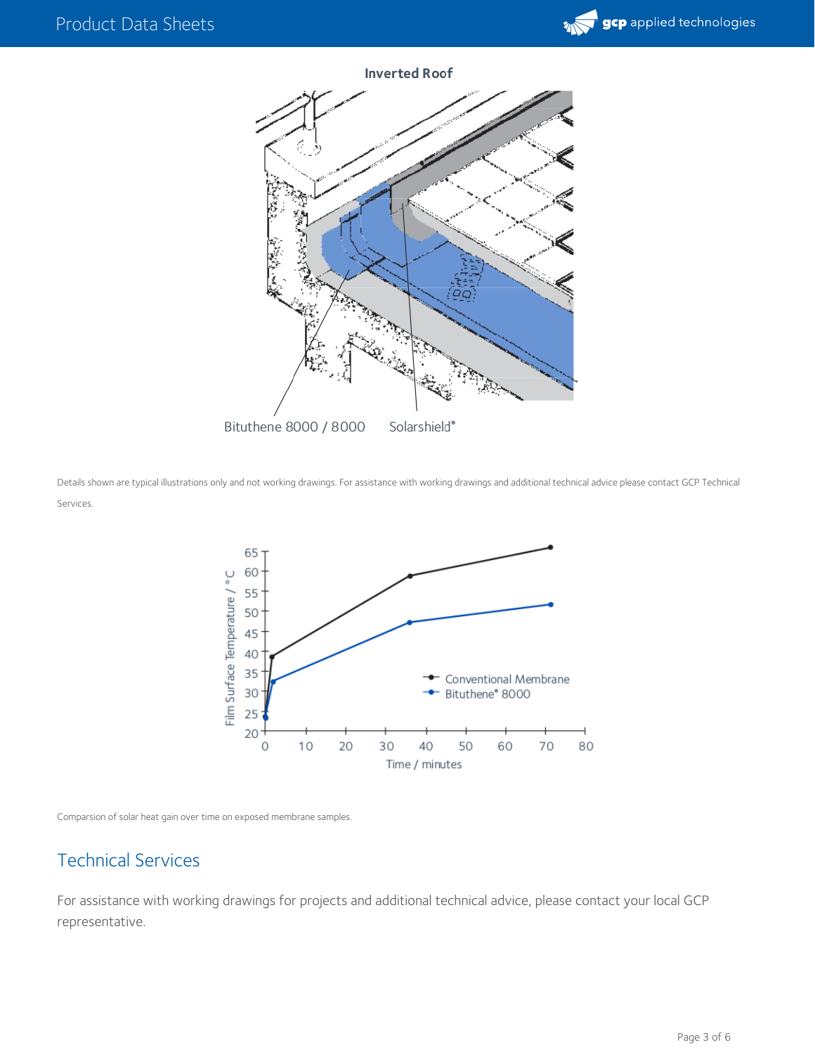**Inverted Roof**

Bituthene 8000 / 8000 Solarshield®

Details shown are typical illustrations only and not working drawings. For assistance with working drawings and additional technical advice please contact GCP Technical Services.

Comparsion of solar heat gain over time on exposed membrane samples.

## Technical Services

For assistance with working drawings for projects and additional technical advice, please contact your local GCP representative.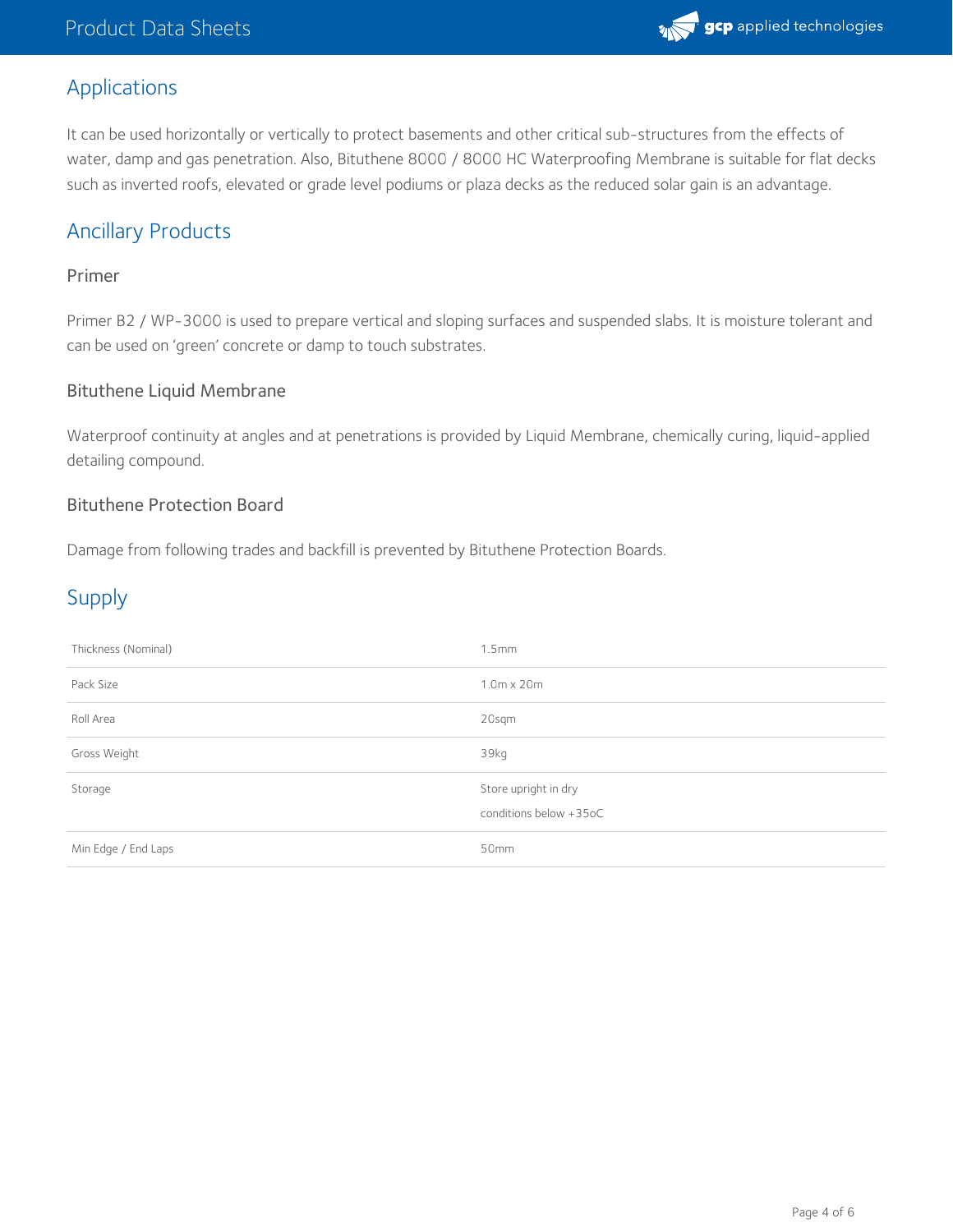## Applications

It can be used horizontally or vertically to protect basements and other critical sub-structures from the effects of water, damp and gas penetration. Also, Bituthene 8000 / 8000 HC Waterproofing Membrane is suitable for flat decks such as inverted roofs, elevated or grade level podiums or plaza decks as the reduced solar gain is an advantage.

## Ancillary Products

### Primer

Primer B2 / WP-3000 is used to prepare vertical and sloping surfaces and suspended slabs. It is moisture tolerant and can be used on 'green' concrete or damp to touch substrates.

### Bituthene Liquid Membrane

Waterproof continuity at angles and at penetrations is provided by Liquid Membrane, chemically curing, liquid-applied detailing compound.

### Bituthene Protection Board

Damage from following trades and backfill is prevented by Bituthene Protection Boards.

## Supply

| | |
|---|---|
| Thickness (Nominal) | 1.5mm |
| Pack Size | 1.0m x 20m |
| Roll Area | 20sqm |
| Gross Weight | 39kg |
| Storage | Store upright in dry conditions below +35oC |
| Min Edge / End Laps | 50mm |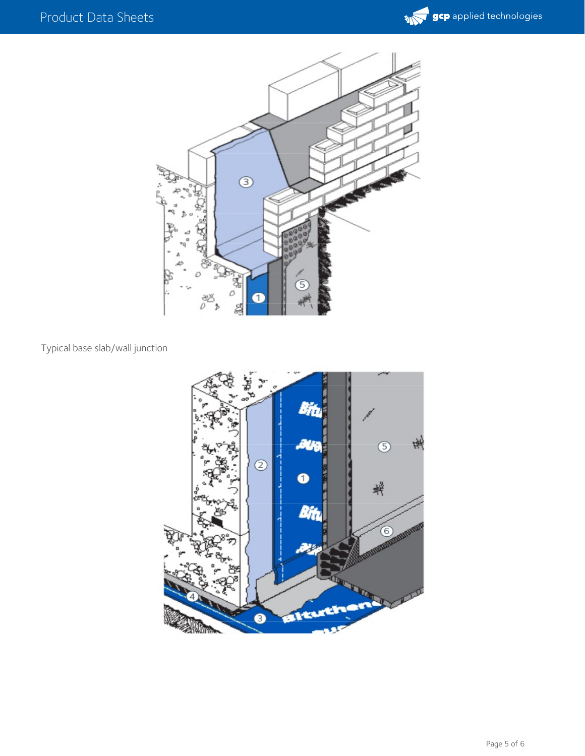Typical base slab/wall junction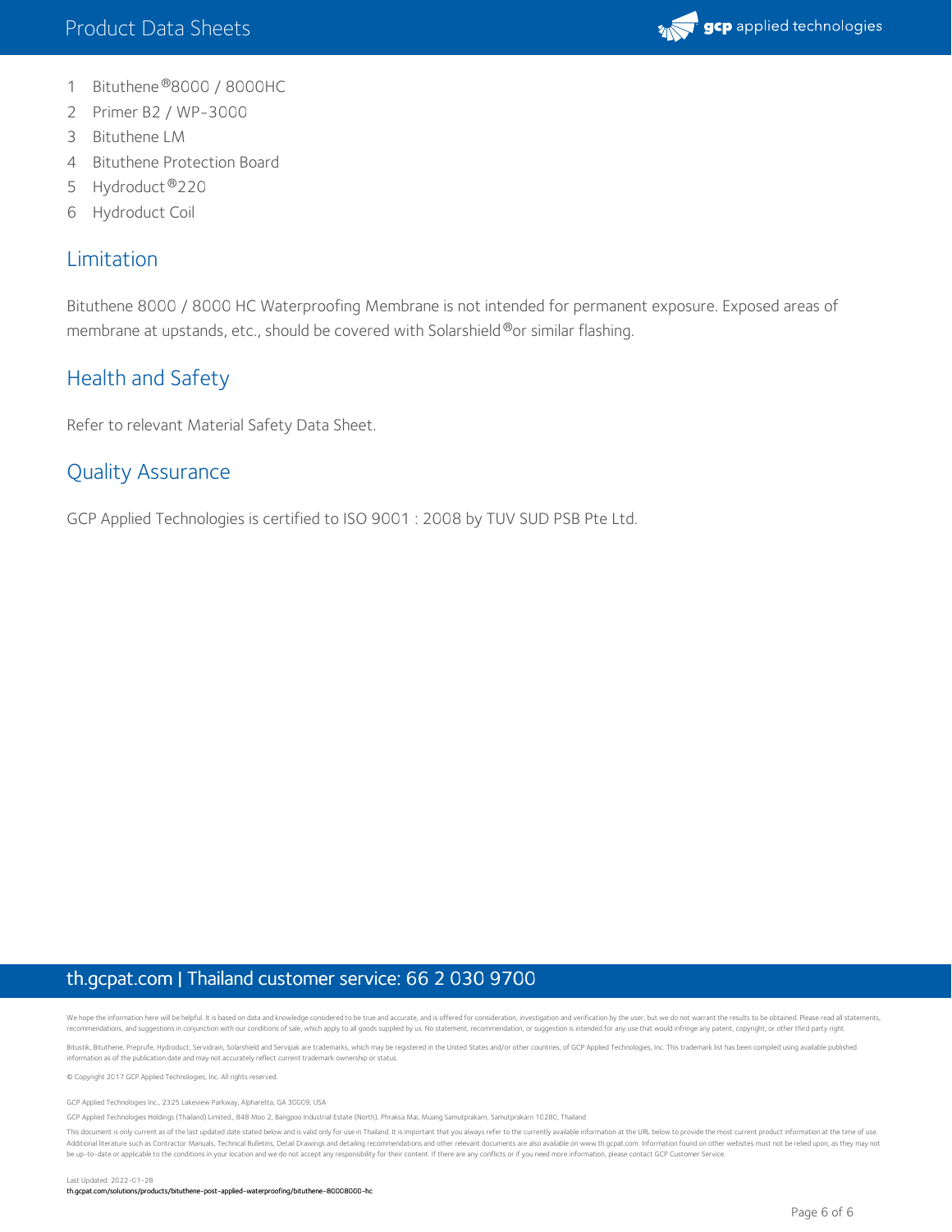1. Bituthene®8000 / 8000HC
2. Primer B2 / WP-3000
3. Bituthene LM
4. Bituthene Protection Board
5. Hydroduct®220
6. Hydroduct Coil

## Limitation

Bituthene 8000 / 8000 HC Waterproofing Membrane is not intended for permanent exposure. Exposed areas of membrane at upstands, etc., should be covered with Solarshield®or similar flashing.

## Health and Safety

Refer to relevant Material Safety Data Sheet.

## Quality Assurance

GCP Applied Technologies is certified to ISO 9001 : 2008 by TUV SUD PSB Pte Ltd.

th.gcpat.com | Thailand customer service: 66 2 030 9700

We hope the information here will be helpful. It is based on data and knowledge considered to be true and accurate, and is offered for consideration, investigation and verification by the user, but we do not warrant the results to be obtained. Please read all statements, recommendations, and suggestions in conjunction with our conditions of sale, which apply to all goods supplied by us. No statement, recommendation, or suggestion is intended for any use that would infringe any patent, copyright, or other third party right.

Bitustik, Bituthene, Preprufe, Hydroduct, Servidrain, Solarshield and Servipak are trademarks, which may be registered in the United States and/or other countries, of GCP Applied Technologies, Inc. This trademark list has been compiled using available published information as of the publication date and may not accurately reflect current trademark ownership or status.

© Copyright 2017 GCP Applied Technologies, Inc. All rights reserved.

GCP Applied Technologies Inc., 2325 Lakeview Parkway, Alpharetta, GA 30009, USA

GCP Applied Technologies Holdings (Thailand) Limited., 848 Moo 2, Bangpoo Industrial Estate (North), Phraksa Mai, Muang Samutprakarn, Samutprakarn 10280, Thailand

This document is only current as of the last updated date stated below and is valid only for use in Thailand. It is important that you always refer to the currently available information at the URL below to provide the most current product information at the time of use. Additional literature such as Contractor Manuals, Technical Bulletins, Detail Drawings and detailing recommendations and other relevant documents are also available on www.th.gcpat.com. Information found on other websites must not be relied upon, as they may not be up-to-date or applicable to the conditions in your location and we do not accept any responsibility for their content. If there are any conflicts or if you need more information, please contact GCP Customer Service.

Last Updated: 2022-01-28
th.gcpat.com/solutions/products/bituthene-post-applied-waterproofing/bituthene-80008000-hc